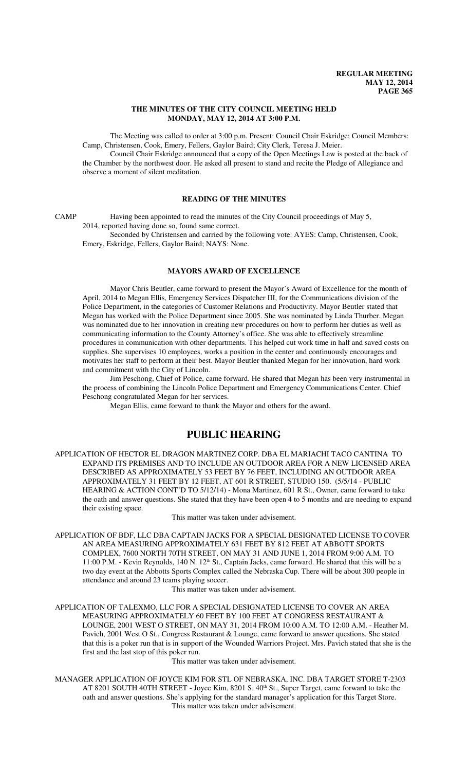### THE MINUTES OF THE CITY COUNCIL MEETING HELD MONDAY, MAY 12, 2014 AT 3:00 P.M.

The Meeting was called to order at 3:00 p.m. Present: Council Chair Eskridge; Council Members: Camp, Christensen, Cook, Emery, Fellers, Gaylor Baird; City Clerk, Teresa J. Meier.

Council Chair Eskridge announced that a copy of the Open Meetings Law is posted at the back of the Chamber by the northwest door. He asked all present to stand and recite the Pledge of Allegiance and observe a moment of silent meditation.

### READING OF THE MINUTES

CAMP Having been appointed to read the minutes of the City Council proceedings of May 5, 2014, reported having done so, found same correct.

Seconded by Christensen and carried by the following vote: AYES: Camp, Christensen, Cook, Emery, Eskridge, Fellers, Gaylor Baird; NAYS: None.

### MAYORS AWARD OF EXCELLENCE

Mayor Chris Beutler, came forward to present the Mayor's Award of Excellence for the month of April, 2014 to Megan Ellis, Emergency Services Dispatcher III, for the Communications division of the Police Department, in the categories of Customer Relations and Productivity. Mayor Beutler stated that Megan has worked with the Police Department since 2005. She was nominated by Linda Thurber. Megan was nominated due to her innovation in creating new procedures on how to perform her duties as well as communicating information to the County Attorney's office. She was able to effectively streamline procedures in communication with other departments. This helped cut work time in half and saved costs on supplies. She supervises 10 employees, works a position in the center and continuously encourages and motivates her staff to perform at their best. Mayor Beutler thanked Megan for her innovation, hard work and commitment with the City of Lincoln.

Jim Peschong, Chief of Police, came forward. He shared that Megan has been very instrumental in the process of combining the Lincoln Police Department and Emergency Communications Center. Chief Peschong congratulated Megan for her services.

Megan Ellis, came forward to thank the Mayor and others for the award.

# PUBLIC HEARING

APPLICATION OF HECTOR EL DRAGON MARTINEZ CORP. DBA EL MARIACHI TACO CANTINA TO EXPAND ITS PREMISES AND TO INCLUDE AN OUTDOOR AREA FOR A NEW LICENSED AREA DESCRIBED AS APPROXIMATELY 53 FEET BY 76 FEET, INCLUDING AN OUTDOOR AREA APPROXIMATELY 31 FEET BY 12 FEET, AT 601 R STREET, STUDIO 150. (5/5/14 - PUBLIC HEARING & ACTION CONT'D TO 5/12/14) - Mona Martinez, 601 R St., Owner, came forward to take the oath and answer questions. She stated that they have been open 4 to 5 months and are needing to expand their existing space.

This matter was taken under advisement.

APPLICATION OF BDF, LLC DBA CAPTAIN JACKS FOR A SPECIAL DESIGNATED LICENSE TO COVER AN AREA MEASURING APPROXIMATELY 631 FEET BY 812 FEET AT ABBOTT SPORTS COMPLEX, 7600 NORTH 70TH STREET, ON MAY 31 AND JUNE 1, 2014 FROM 9:00 A.M. TO 11:00 P.M. - Kevin Reynolds, 140 N. 12th St., Captain Jacks, came forward. He shared that this will be a two day event at the Abbotts Sports Complex called the Nebraska Cup. There will be about 300 people in attendance and around 23 teams playing soccer.

This matter was taken under advisement.

APPLICATION OF TALEXMO, LLC FOR A SPECIAL DESIGNATED LICENSE TO COVER AN AREA MEASURING APPROXIMATELY 60 FEET BY 100 FEET AT CONGRESS RESTAURANT & LOUNGE, 2001 WEST O STREET, ON MAY 31, 2014 FROM 10:00 A.M. TO 12:00 A.M. - Heather M. Pavich, 2001 West O St., Congress Restaurant & Lounge, came forward to answer questions. She stated that this is a poker run that is in support of the Wounded Warriors Project. Mrs. Pavich stated that she is the first and the last stop of this poker run.

This matter was taken under advisement.

MANAGER APPLICATION OF JOYCE KIM FOR STL OF NEBRASKA, INC. DBA TARGET STORE T-2303 AT 8201 SOUTH 40TH STREET - Joyce Kim, 8201 S. 40th St., Super Target, came forward to take the oath and answer questions. She's applying for the standard manager's application for this Target Store.

This matter was taken under advisement.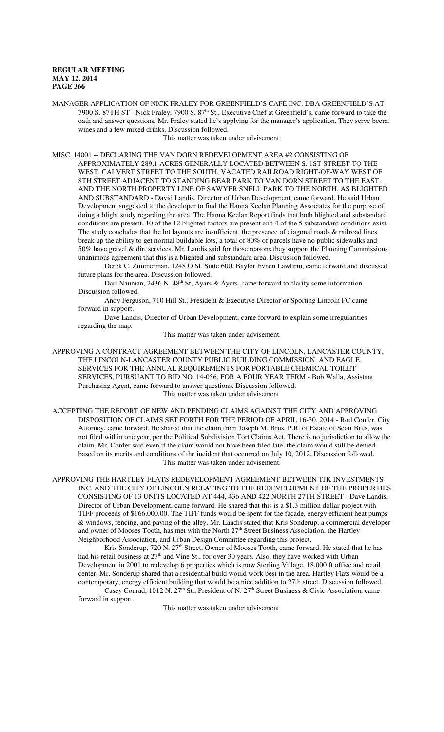MANAGER APPLICATION OF NICK FRALEY FOR GREENFIELD'S CAFÉ INC. DBA GREENFIELD'S AT 7900 S. 87TH ST - Nick Fraley, 7900 S. 87th St., Executive Chef at Greenfield's, came forward to take the oath and answer questions. Mr. Fraley stated he's applying for the manager's application. They serve beers, wines and a few mixed drinks. Discussion followed.

This matter was taken under advisement.

MISC. 14001 -- DECLARING THE VAN DORN REDEVELOPMENT AREA #2 CONSISTING OF APPROXIMATELY 289.1 ACRES GENERALLY LOCATED BETWEEN S. 1ST STREET TO THE WEST, CALVERT STREET TO THE SOUTH, VACATED RAILROAD RIGHT-OF-WAY WEST OF 8TH STREET ADJACENT TO STANDING BEAR PARK TO VAN DORN STREET TO THE EAST, AND THE NORTH PROPERTY LINE OF SAWYER SNELL PARK TO THE NORTH, AS BLIGHTED AND SUBSTANDARD - David Landis, Director of Urban Development, came forward. He said Urban Development suggested to the developer to find the Hanna Keelan Planning Associates for the purpose of doing a blight study regarding the area. The Hanna Keelan Report finds that both blighted and substandard conditions are present, 10 of the 12 blighted factors are present and 4 of the 5 substandard conditions exist. The study concludes that the lot layouts are insufficient, the presence of diagonal roads & railroad lines break up the ability to get normal buildable lots, a total of 80% of parcels have no public sidewalks and 50% have gravel & dirt services. Mr. Landis said for those reasons they support the Planning Commissions unanimous agreement that this is a blighted and substandard area. Discussion followed.

Derek C. Zimmerman, 1248 O St. Suite 600, Baylor Evnen Lawfirm, came forward and discussed future plans for the area. Discussion followed.

Darl Nauman, 2436 N. 48th St, Ayars & Ayars, came forward to clarify some information. Discussion followed.

Andy Ferguson, 710 Hill St., President & Executive Director or Sporting Lincoln FC came forward in support.

Dave Landis, Director of Urban Development, came forward to explain some irregularities regarding the map.

This matter was taken under advisement.

APPROVING A CONTRACT AGREEMENT BETWEEN THE CITY OF LINCOLN, LANCASTER COUNTY, THE LINCOLN-LANCASTER COUNTY PUBLIC BUILDING COMMISSION, AND EAGLE SERVICES FOR THE ANNUAL REQUIREMENTS FOR PORTABLE CHEMICAL TOILET SERVICES, PURSUANT TO BID NO. 14-056, FOR A FOUR YEAR TERM - Bob Walla, Assistant Purchasing Agent, came forward to answer questions. Discussion followed.

This matter was taken under advisement.

ACCEPTING THE REPORT OF NEW AND PENDING CLAIMS AGAINST THE CITY AND APPROVING DISPOSITION OF CLAIMS SET FORTH FOR THE PERIOD OF APRIL 16-30, 2014 - Rod Confer, City Attorney, came forward. He shared that the claim from Joseph M. Brus, P.R. of Estate of Scott Brus, was not filed within one year, per the Political Subdivision Tort Claims Act. There is no jurisdiction to allow the claim. Mr. Confer said even if the claim would not have been filed late, the claim would still be denied based on its merits and conditions of the incident that occurred on July 10, 2012. Discussion followed.

This matter was taken under advisement.

APPROVING THE HARTLEY FLATS REDEVELOPMENT AGREEMENT BETWEEN TJK INVESTMENTS INC. AND THE CITY OF LINCOLN RELATING TO THE REDEVELOPMENT OF THE PROPERTIES CONSISTING OF 13 UNITS LOCATED AT 444, 436 AND 422 NORTH 27TH STREET - Dave Landis, Director of Urban Development, came forward. He shared that this is a $1.3 million dollar project with TIFF proceeds of $166,000.00. The TIFF funds would be spent for the facade, energy efficient heat pumps & windows, fencing, and paving of the alley. Mr. Landis stated that Kris Sonderup, a commercial developer and owner of Mooses Tooth, has met with the North 27th Street Business Association, the Hartley Neighborhood Association, and Urban Design Committee regarding this project.

Kris Sonderup, 720 N. 27th Street, Owner of Mooses Tooth, came forward. He stated that he has had his retail business at 27th and Vine St., for over 30 years. Also, they have worked with Urban Development in 2001 to redevelop 6 properties which is now Sterling Village, 18,000 ft office and retail center. Mr. Sonderup shared that a residential build would work best in the area. Hartley Flats would be a contemporary, energy efficient building that would be a nice addition to 27th street. Discussion followed.

Casey Conrad, 1012 N. 27th St., President of N. 27th Street Business & Civic Association, came forward in support.

This matter was taken under advisement.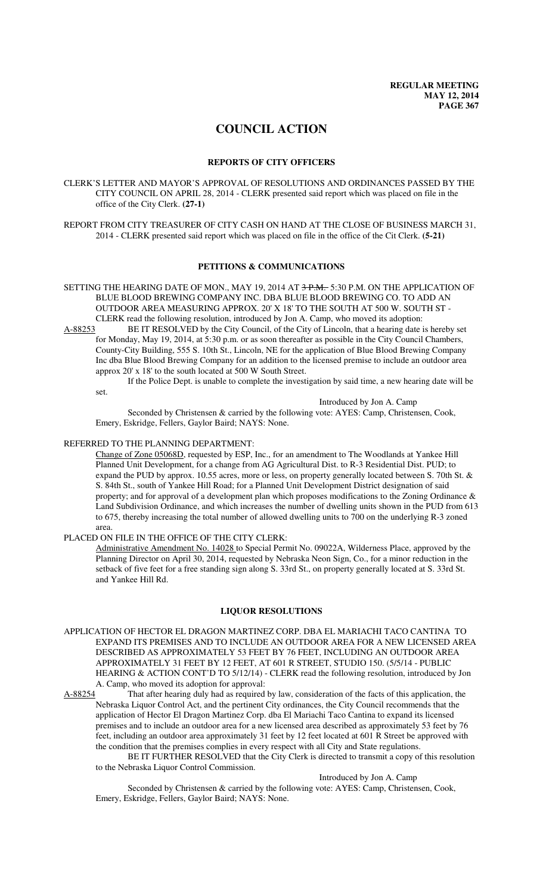**REGULAR MEETING**
**MAY 12, 2014**

# COUNCIL ACTION

## REPORTS OF CITY OFFICERS

CLERK'S LETTER AND MAYOR'S APPROVAL OF RESOLUTIONS AND ORDINANCES PASSED BY THE CITY COUNCIL ON APRIL 28, 2014 - CLERK presented said report which was placed on file in the office of the City Clerk. **(27-1)**

REPORT FROM CITY TREASURER OF CITY CASH ON HAND AT THE CLOSE OF BUSINESS MARCH 31, 2014 - CLERK presented said report which was placed on file in the office of the Cit Clerk. **(5-21)**

## PETITIONS & COMMUNICATIONS

SETTING THE HEARING DATE OF MON., MAY 19, 2014 AT ~~3 P.M.~~ 5:30 P.M. ON THE APPLICATION OF BLUE BLOOD BREWING COMPANY INC. DBA BLUE BLOOD BREWING CO. TO ADD AN OUTDOOR AREA MEASURING APPROX. 20' X 18' TO THE SOUTH AT 500 W. SOUTH ST - CLERK read the following resolution, introduced by Jon A. Camp, who moved its adoption:

<u>A-88253</u> BE IT RESOLVED by the City Council, of the City of Lincoln, that a hearing date is hereby set for Monday, May 19, 2014, at 5:30 p.m. or as soon thereafter as possible in the City Council Chambers, County-City Building, 555 S. 10th St., Lincoln, NE for the application of Blue Blood Brewing Company Inc dba Blue Blood Brewing Company for an addition to the licensed premise to include an outdoor area approx 20' x 18' to the south located at 500 W South Street.

If the Police Dept. is unable to complete the investigation by said time, a new hearing date will be set.

Introduced by Jon A. Camp

Seconded by Christensen & carried by the following vote: AYES: Camp, Christensen, Cook, Emery, Eskridge, Fellers, Gaylor Baird; NAYS: None.

REFERRED TO THE PLANNING DEPARTMENT:

<u>Change of Zone 05068D</u>, requested by ESP, Inc., for an amendment to The Woodlands at Yankee Hill Planned Unit Development, for a change from AG Agricultural Dist. to R-3 Residential Dist. PUD; to expand the PUD by approx. 10.55 acres, more or less, on property generally located between S. 70th St. & S. 84th St., south of Yankee Hill Road; for a Planned Unit Development District designation of said property; and for approval of a development plan which proposes modifications to the Zoning Ordinance & Land Subdivision Ordinance, and which increases the number of dwelling units shown in the PUD from 613 to 675, thereby increasing the total number of allowed dwelling units to 700 on the underlying R-3 zoned area.

PLACED ON FILE IN THE OFFICE OF THE CITY CLERK:

<u>Administrative Amendment No. 14028</u> to Special Permit No. 09022A, Wilderness Place, approved by the Planning Director on April 30, 2014, requested by Nebraska Neon Sign, Co., for a minor reduction in the setback of five feet for a free standing sign along S. 33rd St., on property generally located at S. 33rd St. and Yankee Hill Rd.

## LIQUOR RESOLUTIONS

APPLICATION OF HECTOR EL DRAGON MARTINEZ CORP. DBA EL MARIACHI TACO CANTINA TO EXPAND ITS PREMISES AND TO INCLUDE AN OUTDOOR AREA FOR A NEW LICENSED AREA DESCRIBED AS APPROXIMATELY 53 FEET BY 76 FEET, INCLUDING AN OUTDOOR AREA APPROXIMATELY 31 FEET BY 12 FEET, AT 601 R STREET, STUDIO 150. (5/5/14 - PUBLIC HEARING & ACTION CONT'D TO 5/12/14) - CLERK read the following resolution, introduced by Jon A. Camp, who moved its adoption for approval:

<u>A-88254</u> That after hearing duly had as required by law, consideration of the facts of this application, the Nebraska Liquor Control Act, and the pertinent City ordinances, the City Council recommends that the application of Hector El Dragon Martinez Corp. dba El Mariachi Taco Cantina to expand its licensed premises and to include an outdoor area for a new licensed area described as approximately 53 feet by 76 feet, including an outdoor area approximately 31 feet by 12 feet located at 601 R Street be approved with the condition that the premises complies in every respect with all City and State regulations.

BE IT FURTHER RESOLVED that the City Clerk is directed to transmit a copy of this resolution to the Nebraska Liquor Control Commission.

Introduced by Jon A. Camp

Seconded by Christensen & carried by the following vote: AYES: Camp, Christensen, Cook, Emery, Eskridge, Fellers, Gaylor Baird; NAYS: None.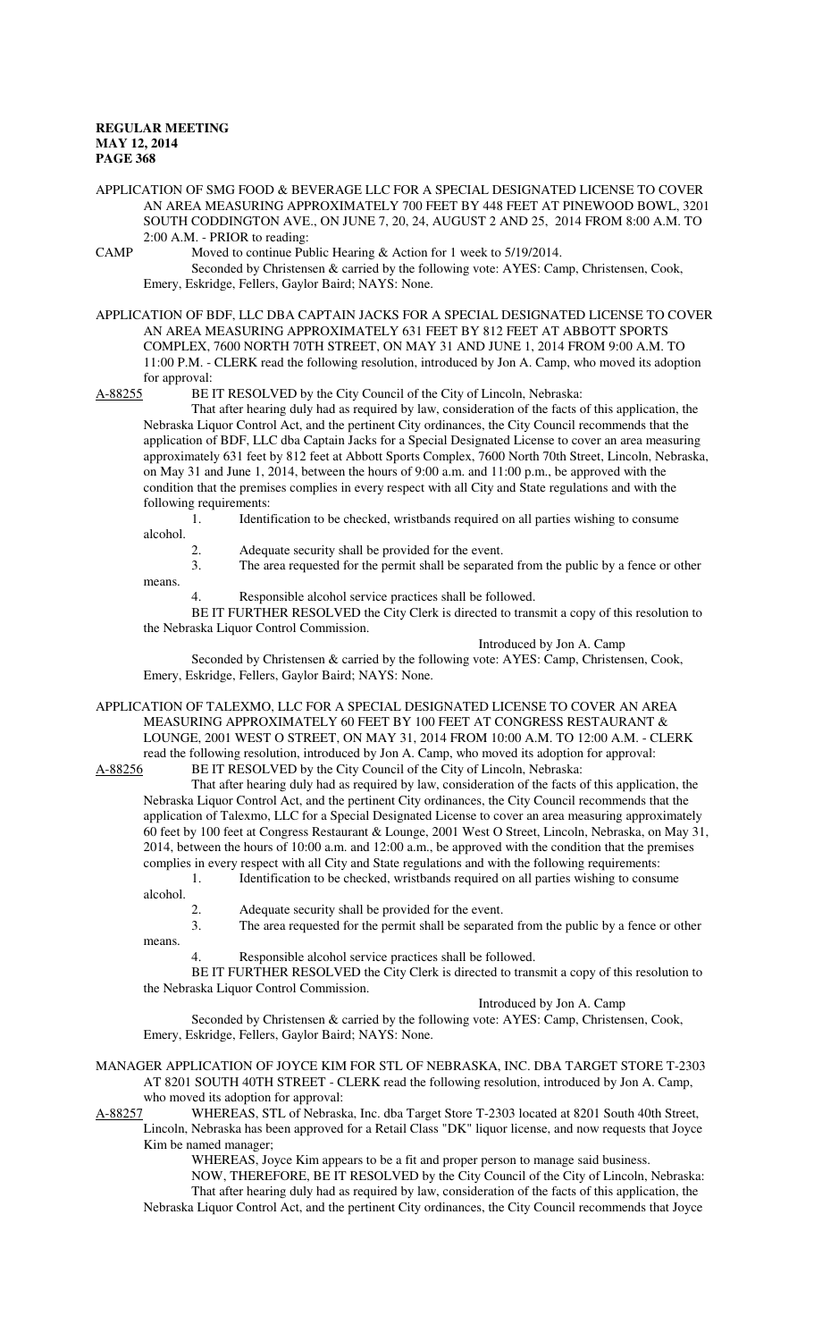APPLICATION OF SMG FOOD & BEVERAGE LLC FOR A SPECIAL DESIGNATED LICENSE TO COVER AN AREA MEASURING APPROXIMATELY 700 FEET BY 448 FEET AT PINEWOOD BOWL, 3201 SOUTH CODDINGTON AVE., ON JUNE 7, 20, 24, AUGUST 2 AND 25, 2014 FROM 8:00 A.M. TO 2:00 A.M. - PRIOR to reading:

CAMP Moved to continue Public Hearing & Action for 1 week to 5/19/2014.

Seconded by Christensen & carried by the following vote: AYES: Camp, Christensen, Cook, Emery, Eskridge, Fellers, Gaylor Baird; NAYS: None.

APPLICATION OF BDF, LLC DBA CAPTAIN JACKS FOR A SPECIAL DESIGNATED LICENSE TO COVER AN AREA MEASURING APPROXIMATELY 631 FEET BY 812 FEET AT ABBOTT SPORTS COMPLEX, 7600 NORTH 70TH STREET, ON MAY 31 AND JUNE 1, 2014 FROM 9:00 A.M. TO 11:00 P.M. - CLERK read the following resolution, introduced by Jon A. Camp, who moved its adoption for approval:

A-88255 BE IT RESOLVED by the City Council of the City of Lincoln, Nebraska:

That after hearing duly had as required by law, consideration of the facts of this application, the Nebraska Liquor Control Act, and the pertinent City ordinances, the City Council recommends that the application of BDF, LLC dba Captain Jacks for a Special Designated License to cover an area measuring approximately 631 feet by 812 feet at Abbott Sports Complex, 7600 North 70th Street, Lincoln, Nebraska, on May 31 and June 1, 2014, between the hours of 9:00 a.m. and 11:00 p.m., be approved with the condition that the premises complies in every respect with all City and State regulations and with the following requirements:

1. Identification to be checked, wristbands required on all parties wishing to consume alcohol.
2. Adequate security shall be provided for the event.
3. The area requested for the permit shall be separated from the public by a fence or other means.
4. Responsible alcohol service practices shall be followed.

BE IT FURTHER RESOLVED the City Clerk is directed to transmit a copy of this resolution to the Nebraska Liquor Control Commission.

Introduced by Jon A. Camp

Seconded by Christensen & carried by the following vote: AYES: Camp, Christensen, Cook, Emery, Eskridge, Fellers, Gaylor Baird; NAYS: None.

APPLICATION OF TALEXMO, LLC FOR A SPECIAL DESIGNATED LICENSE TO COVER AN AREA MEASURING APPROXIMATELY 60 FEET BY 100 FEET AT CONGRESS RESTAURANT & LOUNGE, 2001 WEST O STREET, ON MAY 31, 2014 FROM 10:00 A.M. TO 12:00 A.M. - CLERK read the following resolution, introduced by Jon A. Camp, who moved its adoption for approval:

A-88256 BE IT RESOLVED by the City Council of the City of Lincoln, Nebraska:

That after hearing duly had as required by law, consideration of the facts of this application, the Nebraska Liquor Control Act, and the pertinent City ordinances, the City Council recommends that the application of Talexmo, LLC for a Special Designated License to cover an area measuring approximately 60 feet by 100 feet at Congress Restaurant & Lounge, 2001 West O Street, Lincoln, Nebraska, on May 31, 2014, between the hours of 10:00 a.m. and 12:00 a.m., be approved with the condition that the premises complies in every respect with all City and State regulations and with the following requirements:

1. Identification to be checked, wristbands required on all parties wishing to consume alcohol.
2. Adequate security shall be provided for the event.
3. The area requested for the permit shall be separated from the public by a fence or other means.
4. Responsible alcohol service practices shall be followed.

BE IT FURTHER RESOLVED the City Clerk is directed to transmit a copy of this resolution to the Nebraska Liquor Control Commission.

Introduced by Jon A. Camp

Seconded by Christensen & carried by the following vote: AYES: Camp, Christensen, Cook, Emery, Eskridge, Fellers, Gaylor Baird; NAYS: None.

MANAGER APPLICATION OF JOYCE KIM FOR STL OF NEBRASKA, INC. DBA TARGET STORE T-2303 AT 8201 SOUTH 40TH STREET - CLERK read the following resolution, introduced by Jon A. Camp, who moved its adoption for approval:

A-88257 WHEREAS, STL of Nebraska, Inc. dba Target Store T-2303 located at 8201 South 40th Street, Lincoln, Nebraska has been approved for a Retail Class "DK" liquor license, and now requests that Joyce Kim be named manager;

WHEREAS, Joyce Kim appears to be a fit and proper person to manage said business.

NOW, THEREFORE, BE IT RESOLVED by the City Council of the City of Lincoln, Nebraska:

That after hearing duly had as required by law, consideration of the facts of this application, the Nebraska Liquor Control Act, and the pertinent City ordinances, the City Council recommends that Joyce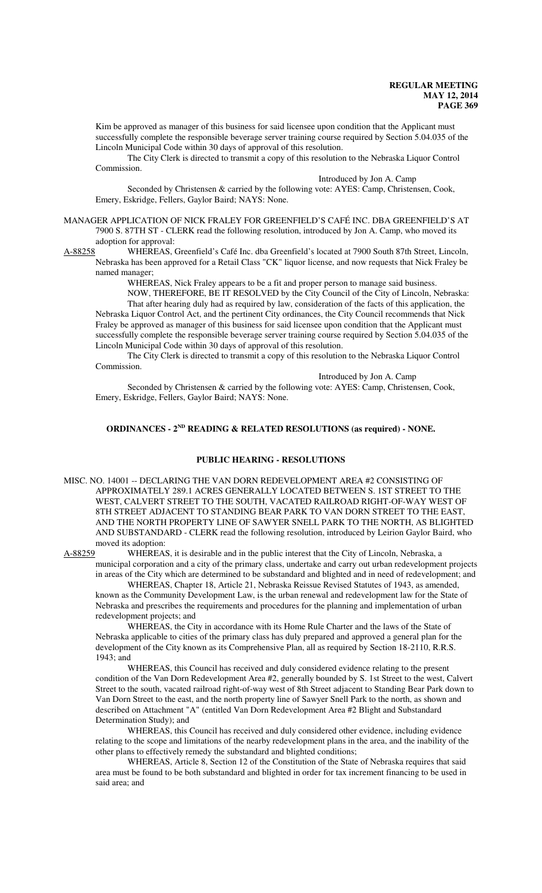Kim be approved as manager of this business for said licensee upon condition that the Applicant must successfully complete the responsible beverage server training course required by Section 5.04.035 of the Lincoln Municipal Code within 30 days of approval of this resolution.

The City Clerk is directed to transmit a copy of this resolution to the Nebraska Liquor Control Commission.

Introduced by Jon A. Camp

Seconded by Christensen & carried by the following vote: AYES: Camp, Christensen, Cook, Emery, Eskridge, Fellers, Gaylor Baird; NAYS: None.

MANAGER APPLICATION OF NICK FRALEY FOR GREENFIELD'S CAFÉ INC. DBA GREENFIELD'S AT 7900 S. 87TH ST - CLERK read the following resolution, introduced by Jon A. Camp, who moved its adoption for approval:

A-88258 WHEREAS, Greenfield's Café Inc. dba Greenfield's located at 7900 South 87th Street, Lincoln, Nebraska has been approved for a Retail Class "CK" liquor license, and now requests that Nick Fraley be named manager;

WHEREAS, Nick Fraley appears to be a fit and proper person to manage said business.

NOW, THEREFORE, BE IT RESOLVED by the City Council of the City of Lincoln, Nebraska: That after hearing duly had as required by law, consideration of the facts of this application, the Nebraska Liquor Control Act, and the pertinent City ordinances, the City Council recommends that Nick Fraley be approved as manager of this business for said licensee upon condition that the Applicant must successfully complete the responsible beverage server training course required by Section 5.04.035 of the Lincoln Municipal Code within 30 days of approval of this resolution.

The City Clerk is directed to transmit a copy of this resolution to the Nebraska Liquor Control Commission.

Introduced by Jon A. Camp

Seconded by Christensen & carried by the following vote: AYES: Camp, Christensen, Cook, Emery, Eskridge, Fellers, Gaylor Baird; NAYS: None.

## ORDINANCES - 2ND READING & RELATED RESOLUTIONS (as required) - NONE.

## PUBLIC HEARING - RESOLUTIONS

MISC. NO. 14001 -- DECLARING THE VAN DORN REDEVELOPMENT AREA #2 CONSISTING OF APPROXIMATELY 289.1 ACRES GENERALLY LOCATED BETWEEN S. 1ST STREET TO THE WEST, CALVERT STREET TO THE SOUTH, VACATED RAILROAD RIGHT-OF-WAY WEST OF 8TH STREET ADJACENT TO STANDING BEAR PARK TO VAN DORN STREET TO THE EAST, AND THE NORTH PROPERTY LINE OF SAWYER SNELL PARK TO THE NORTH, AS BLIGHTED AND SUBSTANDARD - CLERK read the following resolution, introduced by Leirion Gaylor Baird, who moved its adoption:

A-88259 WHEREAS, it is desirable and in the public interest that the City of Lincoln, Nebraska, a municipal corporation and a city of the primary class, undertake and carry out urban redevelopment projects in areas of the City which are determined to be substandard and blighted and in need of redevelopment; and

WHEREAS, Chapter 18, Article 21, Nebraska Reissue Revised Statutes of 1943, as amended, known as the Community Development Law, is the urban renewal and redevelopment law for the State of Nebraska and prescribes the requirements and procedures for the planning and implementation of urban redevelopment projects; and

WHEREAS, the City in accordance with its Home Rule Charter and the laws of the State of Nebraska applicable to cities of the primary class has duly prepared and approved a general plan for the development of the City known as its Comprehensive Plan, all as required by Section 18-2110, R.R.S. 1943; and

WHEREAS, this Council has received and duly considered evidence relating to the present condition of the Van Dorn Redevelopment Area #2, generally bounded by S. 1st Street to the west, Calvert Street to the south, vacated railroad right-of-way west of 8th Street adjacent to Standing Bear Park down to Van Dorn Street to the east, and the north property line of Sawyer Snell Park to the north, as shown and described on Attachment "A" (entitled Van Dorn Redevelopment Area #2 Blight and Substandard Determination Study); and

WHEREAS, this Council has received and duly considered other evidence, including evidence relating to the scope and limitations of the nearby redevelopment plans in the area, and the inability of the other plans to effectively remedy the substandard and blighted conditions;

WHEREAS, Article 8, Section 12 of the Constitution of the State of Nebraska requires that said area must be found to be both substandard and blighted in order for tax increment financing to be used in said area; and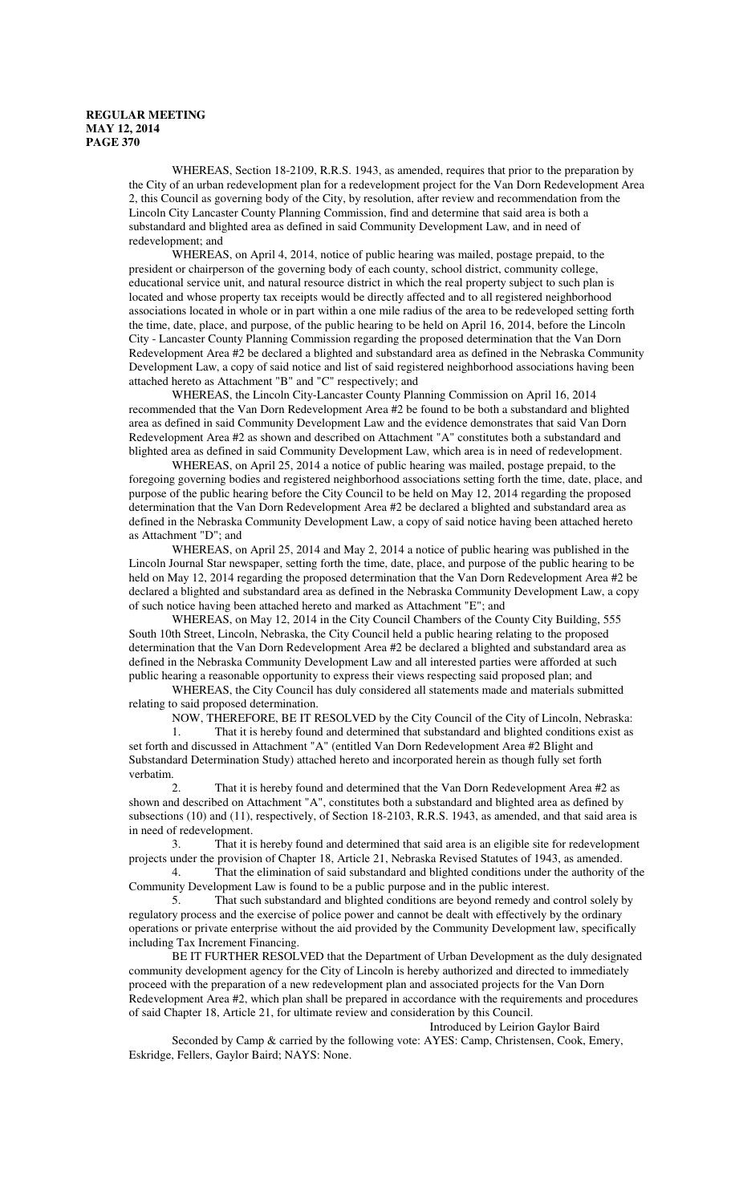WHEREAS, Section 18-2109, R.R.S. 1943, as amended, requires that prior to the preparation by the City of an urban redevelopment plan for a redevelopment project for the Van Dorn Redevelopment Area 2, this Council as governing body of the City, by resolution, after review and recommendation from the Lincoln City Lancaster County Planning Commission, find and determine that said area is both a substandard and blighted area as defined in said Community Development Law, and in need of redevelopment; and

WHEREAS, on April 4, 2014, notice of public hearing was mailed, postage prepaid, to the president or chairperson of the governing body of each county, school district, community college, educational service unit, and natural resource district in which the real property subject to such plan is located and whose property tax receipts would be directly affected and to all registered neighborhood associations located in whole or in part within a one mile radius of the area to be redeveloped setting forth the time, date, place, and purpose, of the public hearing to be held on April 16, 2014, before the Lincoln City - Lancaster County Planning Commission regarding the proposed determination that the Van Dorn Redevelopment Area #2 be declared a blighted and substandard area as defined in the Nebraska Community Development Law, a copy of said notice and list of said registered neighborhood associations having been attached hereto as Attachment "B" and "C" respectively; and

WHEREAS, the Lincoln City-Lancaster County Planning Commission on April 16, 2014 recommended that the Van Dorn Redevelopment Area #2 be found to be both a substandard and blighted area as defined in said Community Development Law and the evidence demonstrates that said Van Dorn Redevelopment Area #2 as shown and described on Attachment "A" constitutes both a substandard and blighted area as defined in said Community Development Law, which area is in need of redevelopment.

WHEREAS, on April 25, 2014 a notice of public hearing was mailed, postage prepaid, to the foregoing governing bodies and registered neighborhood associations setting forth the time, date, place, and purpose of the public hearing before the City Council to be held on May 12, 2014 regarding the proposed determination that the Van Dorn Redevelopment Area #2 be declared a blighted and substandard area as defined in the Nebraska Community Development Law, a copy of said notice having been attached hereto as Attachment "D"; and

WHEREAS, on April 25, 2014 and May 2, 2014 a notice of public hearing was published in the Lincoln Journal Star newspaper, setting forth the time, date, place, and purpose of the public hearing to be held on May 12, 2014 regarding the proposed determination that the Van Dorn Redevelopment Area #2 be declared a blighted and substandard area as defined in the Nebraska Community Development Law, a copy of such notice having been attached hereto and marked as Attachment "E"; and

WHEREAS, on May 12, 2014 in the City Council Chambers of the County City Building, 555 South 10th Street, Lincoln, Nebraska, the City Council held a public hearing relating to the proposed determination that the Van Dorn Redevelopment Area #2 be declared a blighted and substandard area as defined in the Nebraska Community Development Law and all interested parties were afforded at such public hearing a reasonable opportunity to express their views respecting said proposed plan; and

WHEREAS, the City Council has duly considered all statements made and materials submitted relating to said proposed determination.

NOW, THEREFORE, BE IT RESOLVED by the City Council of the City of Lincoln, Nebraska:

1. That it is hereby found and determined that substandard and blighted conditions exist as set forth and discussed in Attachment "A" (entitled Van Dorn Redevelopment Area #2 Blight and Substandard Determination Study) attached hereto and incorporated herein as though fully set forth verbatim.

2. That it is hereby found and determined that the Van Dorn Redevelopment Area #2 as shown and described on Attachment "A", constitutes both a substandard and blighted area as defined by subsections (10) and (11), respectively, of Section 18-2103, R.R.S. 1943, as amended, and that said area is in need of redevelopment.

3. That it is hereby found and determined that said area is an eligible site for redevelopment projects under the provision of Chapter 18, Article 21, Nebraska Revised Statutes of 1943, as amended.

4. That the elimination of said substandard and blighted conditions under the authority of the Community Development Law is found to be a public purpose and in the public interest.

5. That such substandard and blighted conditions are beyond remedy and control solely by regulatory process and the exercise of police power and cannot be dealt with effectively by the ordinary operations or private enterprise without the aid provided by the Community Development law, specifically including Tax Increment Financing.

BE IT FURTHER RESOLVED that the Department of Urban Development as the duly designated community development agency for the City of Lincoln is hereby authorized and directed to immediately proceed with the preparation of a new redevelopment plan and associated projects for the Van Dorn Redevelopment Area #2, which plan shall be prepared in accordance with the requirements and procedures of said Chapter 18, Article 21, for ultimate review and consideration by this Council.

Introduced by Leirion Gaylor Baird

Seconded by Camp & carried by the following vote: AYES: Camp, Christensen, Cook, Emery, Eskridge, Fellers, Gaylor Baird; NAYS: None.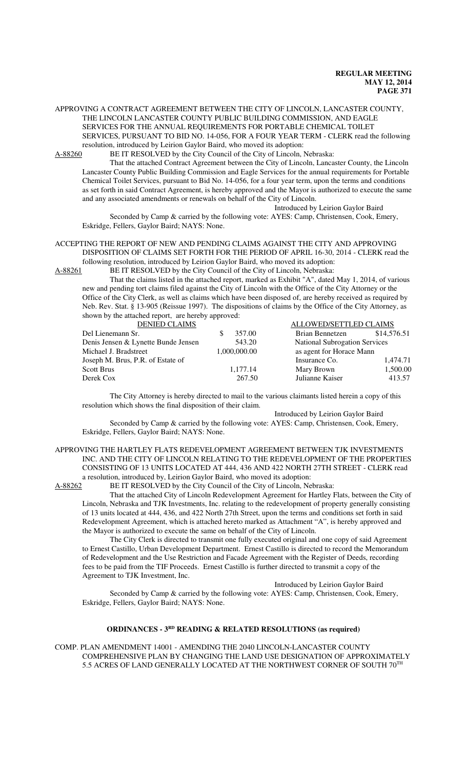APPROVING A CONTRACT AGREEMENT BETWEEN THE CITY OF LINCOLN, LANCASTER COUNTY, THE LINCOLN LANCASTER COUNTY PUBLIC BUILDING COMMISSION, AND EAGLE SERVICES FOR THE ANNUAL REQUIREMENTS FOR PORTABLE CHEMICAL TOILET SERVICES, PURSUANT TO BID NO. 14-056, FOR A FOUR YEAR TERM - CLERK read the following resolution, introduced by Leirion Gaylor Baird, who moved its adoption:

A-88260 BE IT RESOLVED by the City Council of the City of Lincoln, Nebraska:

That the attached Contract Agreement between the City of Lincoln, Lancaster County, the Lincoln Lancaster County Public Building Commission and Eagle Services for the annual requirements for Portable Chemical Toilet Services, pursuant to Bid No. 14-056, for a four year term, upon the terms and conditions as set forth in said Contract Agreement, is hereby approved and the Mayor is authorized to execute the same and any associated amendments or renewals on behalf of the City of Lincoln.

Introduced by Leirion Gaylor Baird

Seconded by Camp & carried by the following vote: AYES: Camp, Christensen, Cook, Emery, Eskridge, Fellers, Gaylor Baird; NAYS: None.

ACCEPTING THE REPORT OF NEW AND PENDING CLAIMS AGAINST THE CITY AND APPROVING DISPOSITION OF CLAIMS SET FORTH FOR THE PERIOD OF APRIL 16-30, 2014 - CLERK read the following resolution, introduced by Leirion Gaylor Baird, who moved its adoption:

A-88261 BE IT RESOLVED by the City Council of the City of Lincoln, Nebraska:

That the claims listed in the attached report, marked as Exhibit "A", dated May 1, 2014, of various new and pending tort claims filed against the City of Lincoln with the Office of the City Attorney or the Office of the City Clerk, as well as claims which have been disposed of, are hereby received as required by Neb. Rev. Stat. § 13-905 (Reissue 1997). The dispositions of claims by the Office of the City Attorney, as shown by the attached report, are hereby approved:

| DENIED CLAIMS | | ALLOWED/SETTLED CLAIMS | |
|---|---|---|---|
| Del Lienemann Sr. | $ 357.00 | Brian Bennetzen | $14,576.51 |
| Denis Jensen & Lynette Bunde Jensen | 543.20 | National Subrogation Services | |
| Michael J. Bradstreet | 1,000,000.00 | as agent for Horace Mann | |
| Joseph M. Brus, P.R. of Estate of | | Insurance Co. | 1,474.71 |
| Scott Brus | 1,177.14 | Mary Brown | 1,500.00 |
| Derek Cox | 267.50 | Julianne Kaiser | 413.57 |

The City Attorney is hereby directed to mail to the various claimants listed herein a copy of this resolution which shows the final disposition of their claim.

Introduced by Leirion Gaylor Baird

Seconded by Camp & carried by the following vote: AYES: Camp, Christensen, Cook, Emery, Eskridge, Fellers, Gaylor Baird; NAYS: None.

APPROVING THE HARTLEY FLATS REDEVELOPMENT AGREEMENT BETWEEN TJK INVESTMENTS INC. AND THE CITY OF LINCOLN RELATING TO THE REDEVELOPMENT OF THE PROPERTIES CONSISTING OF 13 UNITS LOCATED AT 444, 436 AND 422 NORTH 27TH STREET - CLERK read a resolution, introduced by, Leirion Gaylor Baird, who moved its adoption:

A-88262 BE IT RESOLVED by the City Council of the City of Lincoln, Nebraska:

That the attached City of Lincoln Redevelopment Agreement for Hartley Flats, between the City of Lincoln, Nebraska and TJK Investments, Inc. relating to the redevelopment of property generally consisting of 13 units located at 444, 436, and 422 North 27th Street, upon the terms and conditions set forth in said Redevelopment Agreement, which is attached hereto marked as Attachment "A", is hereby approved and the Mayor is authorized to execute the same on behalf of the City of Lincoln.

The City Clerk is directed to transmit one fully executed original and one copy of said Agreement to Ernest Castillo, Urban Development Department. Ernest Castillo is directed to record the Memorandum of Redevelopment and the Use Restriction and Facade Agreement with the Register of Deeds, recording fees to be paid from the TIF Proceeds. Ernest Castillo is further directed to transmit a copy of the Agreement to TJK Investment, Inc.

Introduced by Leirion Gaylor Baird

Seconded by Camp & carried by the following vote: AYES: Camp, Christensen, Cook, Emery, Eskridge, Fellers, Gaylor Baird; NAYS: None.

## ORDINANCES - 3RD READING & RELATED RESOLUTIONS (as required)

COMP. PLAN AMENDMENT 14001 - AMENDING THE 2040 LINCOLN-LANCASTER COUNTY COMPREHENSIVE PLAN BY CHANGING THE LAND USE DESIGNATION OF APPROXIMATELY 5.5 ACRES OF LAND GENERALLY LOCATED AT THE NORTHWEST CORNER OF SOUTH 70TH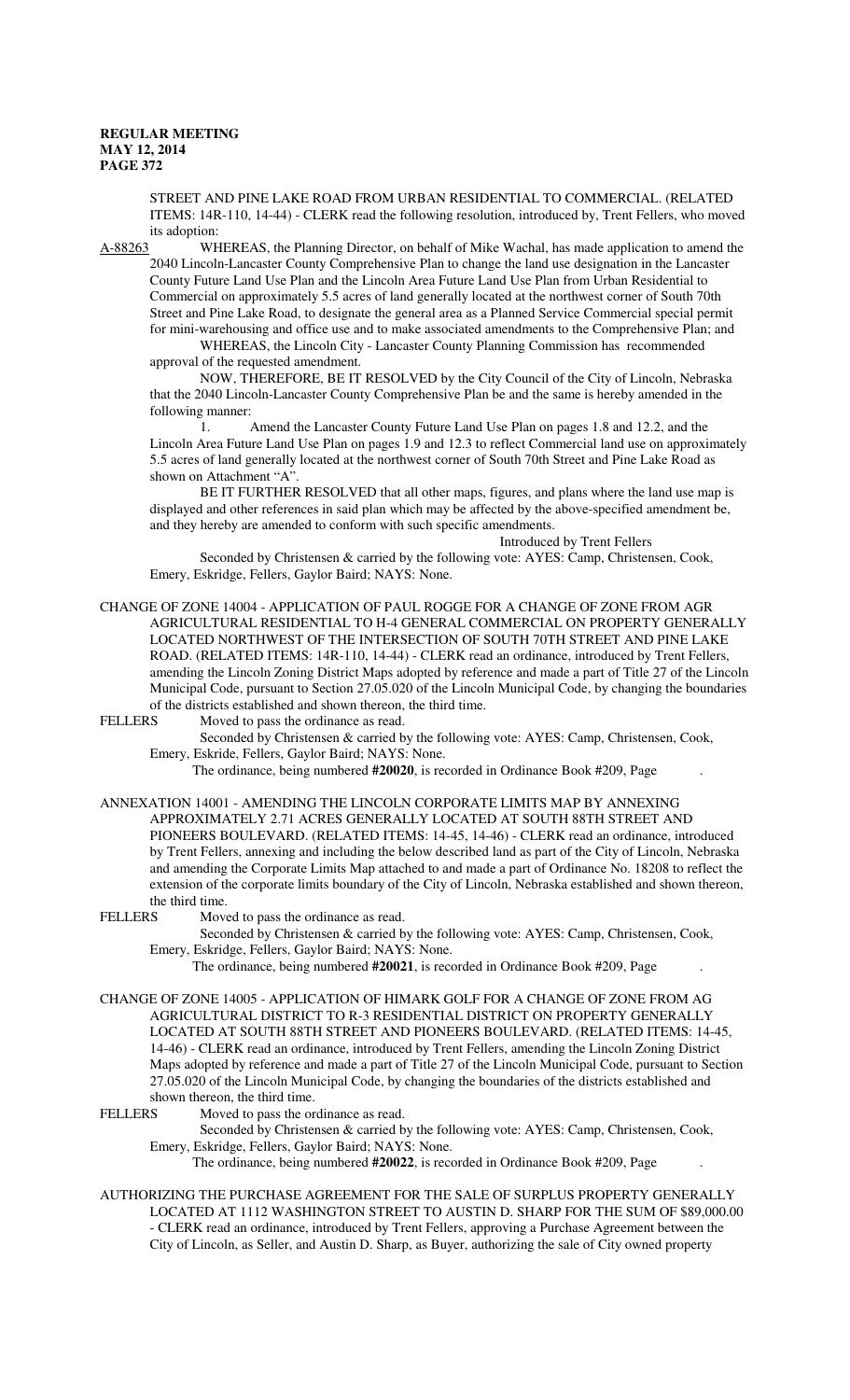STREET AND PINE LAKE ROAD FROM URBAN RESIDENTIAL TO COMMERCIAL. (RELATED ITEMS: 14R-110, 14-44) - CLERK read the following resolution, introduced by, Trent Fellers, who moved its adoption:

A-88263 WHEREAS, the Planning Director, on behalf of Mike Wachal, has made application to amend the 2040 Lincoln-Lancaster County Comprehensive Plan to change the land use designation in the Lancaster County Future Land Use Plan and the Lincoln Area Future Land Use Plan from Urban Residential to Commercial on approximately 5.5 acres of land generally located at the northwest corner of South 70th Street and Pine Lake Road, to designate the general area as a Planned Service Commercial special permit for mini-warehousing and office use and to make associated amendments to the Comprehensive Plan; and

WHEREAS, the Lincoln City - Lancaster County Planning Commission has recommended approval of the requested amendment.

NOW, THEREFORE, BE IT RESOLVED by the City Council of the City of Lincoln, Nebraska that the 2040 Lincoln-Lancaster County Comprehensive Plan be and the same is hereby amended in the following manner:

1. Amend the Lancaster County Future Land Use Plan on pages 1.8 and 12.2, and the Lincoln Area Future Land Use Plan on pages 1.9 and 12.3 to reflect Commercial land use on approximately 5.5 acres of land generally located at the northwest corner of South 70th Street and Pine Lake Road as shown on Attachment "A".

BE IT FURTHER RESOLVED that all other maps, figures, and plans where the land use map is displayed and other references in said plan which may be affected by the above-specified amendment be, and they hereby are amended to conform with such specific amendments.

Introduced by Trent Fellers

Seconded by Christensen & carried by the following vote: AYES: Camp, Christensen, Cook, Emery, Eskridge, Fellers, Gaylor Baird; NAYS: None.

CHANGE OF ZONE 14004 - APPLICATION OF PAUL ROGGE FOR A CHANGE OF ZONE FROM AGR AGRICULTURAL RESIDENTIAL TO H-4 GENERAL COMMERCIAL ON PROPERTY GENERALLY LOCATED NORTHWEST OF THE INTERSECTION OF SOUTH 70TH STREET AND PINE LAKE ROAD. (RELATED ITEMS: 14R-110, 14-44) - CLERK read an ordinance, introduced by Trent Fellers, amending the Lincoln Zoning District Maps adopted by reference and made a part of Title 27 of the Lincoln Municipal Code, pursuant to Section 27.05.020 of the Lincoln Municipal Code, by changing the boundaries of the districts established and shown thereon, the third time.

FELLERS Moved to pass the ordinance as read.

Seconded by Christensen & carried by the following vote: AYES: Camp, Christensen, Cook, Emery, Eskride, Fellers, Gaylor Baird; NAYS: None.

The ordinance, being numbered **#20020**, is recorded in Ordinance Book #209, Page .

ANNEXATION 14001 - AMENDING THE LINCOLN CORPORATE LIMITS MAP BY ANNEXING APPROXIMATELY 2.71 ACRES GENERALLY LOCATED AT SOUTH 88TH STREET AND PIONEERS BOULEVARD. (RELATED ITEMS: 14-45, 14-46) - CLERK read an ordinance, introduced by Trent Fellers, annexing and including the below described land as part of the City of Lincoln, Nebraska and amending the Corporate Limits Map attached to and made a part of Ordinance No. 18208 to reflect the extension of the corporate limits boundary of the City of Lincoln, Nebraska established and shown thereon, the third time.

FELLERS Moved to pass the ordinance as read.

Seconded by Christensen & carried by the following vote: AYES: Camp, Christensen, Cook, Emery, Eskridge, Fellers, Gaylor Baird; NAYS: None.

The ordinance, being numbered **#20021**, is recorded in Ordinance Book #209, Page .

CHANGE OF ZONE 14005 - APPLICATION OF HIMARK GOLF FOR A CHANGE OF ZONE FROM AG AGRICULTURAL DISTRICT TO R-3 RESIDENTIAL DISTRICT ON PROPERTY GENERALLY LOCATED AT SOUTH 88TH STREET AND PIONEERS BOULEVARD. (RELATED ITEMS: 14-45, 14-46) - CLERK read an ordinance, introduced by Trent Fellers, amending the Lincoln Zoning District Maps adopted by reference and made a part of Title 27 of the Lincoln Municipal Code, pursuant to Section 27.05.020 of the Lincoln Municipal Code, by changing the boundaries of the districts established and shown thereon, the third time.

FELLERS Moved to pass the ordinance as read.

Seconded by Christensen & carried by the following vote: AYES: Camp, Christensen, Cook, Emery, Eskridge, Fellers, Gaylor Baird; NAYS: None.

The ordinance, being numbered **#20022**, is recorded in Ordinance Book #209, Page .

AUTHORIZING THE PURCHASE AGREEMENT FOR THE SALE OF SURPLUS PROPERTY GENERALLY LOCATED AT 1112 WASHINGTON STREET TO AUSTIN D. SHARP FOR THE SUM OF $89,000.00 - CLERK read an ordinance, introduced by Trent Fellers, approving a Purchase Agreement between the City of Lincoln, as Seller, and Austin D. Sharp, as Buyer, authorizing the sale of City owned property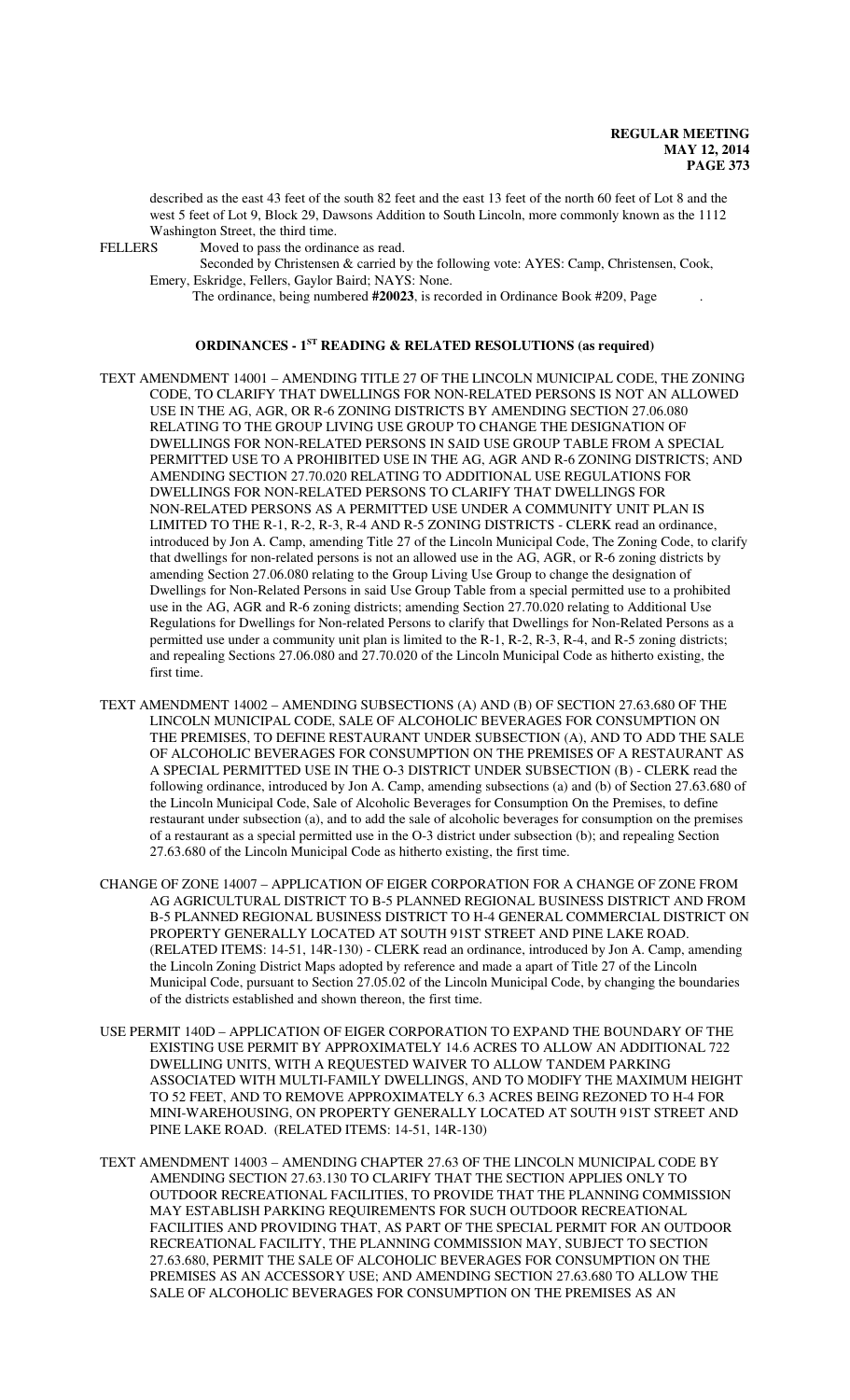described as the east 43 feet of the south 82 feet and the east 13 feet of the north 60 feet of Lot 8 and the west 5 feet of Lot 9, Block 29, Dawsons Addition to South Lincoln, more commonly known as the 1112 Washington Street, the third time.

FELLERS Moved to pass the ordinance as read.

Seconded by Christensen & carried by the following vote: AYES: Camp, Christensen, Cook, Emery, Eskridge, Fellers, Gaylor Baird; NAYS: None.

The ordinance, being numbered **#20023**, is recorded in Ordinance Book #209, Page .

## ORDINANCES - 1ST READING & RELATED RESOLUTIONS (as required)

TEXT AMENDMENT 14001 – AMENDING TITLE 27 OF THE LINCOLN MUNICIPAL CODE, THE ZONING CODE, TO CLARIFY THAT DWELLINGS FOR NON-RELATED PERSONS IS NOT AN ALLOWED USE IN THE AG, AGR, OR R-6 ZONING DISTRICTS BY AMENDING SECTION 27.06.080 RELATING TO THE GROUP LIVING USE GROUP TO CHANGE THE DESIGNATION OF DWELLINGS FOR NON-RELATED PERSONS IN SAID USE GROUP TABLE FROM A SPECIAL PERMITTED USE TO A PROHIBITED USE IN THE AG, AGR AND R-6 ZONING DISTRICTS; AND AMENDING SECTION 27.70.020 RELATING TO ADDITIONAL USE REGULATIONS FOR DWELLINGS FOR NON-RELATED PERSONS TO CLARIFY THAT DWELLINGS FOR NON-RELATED PERSONS AS A PERMITTED USE UNDER A COMMUNITY UNIT PLAN IS LIMITED TO THE R-1, R-2, R-3, R-4 AND R-5 ZONING DISTRICTS - CLERK read an ordinance, introduced by Jon A. Camp, amending Title 27 of the Lincoln Municipal Code, The Zoning Code, to clarify that dwellings for non-related persons is not an allowed use in the AG, AGR, or R-6 zoning districts by amending Section 27.06.080 relating to the Group Living Use Group to change the designation of Dwellings for Non-Related Persons in said Use Group Table from a special permitted use to a prohibited use in the AG, AGR and R-6 zoning districts; amending Section 27.70.020 relating to Additional Use Regulations for Dwellings for Non-related Persons to clarify that Dwellings for Non-Related Persons as a permitted use under a community unit plan is limited to the R-1, R-2, R-3, R-4, and R-5 zoning districts; and repealing Sections 27.06.080 and 27.70.020 of the Lincoln Municipal Code as hitherto existing, the first time.

TEXT AMENDMENT 14002 – AMENDING SUBSECTIONS (A) AND (B) OF SECTION 27.63.680 OF THE LINCOLN MUNICIPAL CODE, SALE OF ALCOHOLIC BEVERAGES FOR CONSUMPTION ON THE PREMISES, TO DEFINE RESTAURANT UNDER SUBSECTION (A), AND TO ADD THE SALE OF ALCOHOLIC BEVERAGES FOR CONSUMPTION ON THE PREMISES OF A RESTAURANT AS A SPECIAL PERMITTED USE IN THE O-3 DISTRICT UNDER SUBSECTION (B) - CLERK read the following ordinance, introduced by Jon A. Camp, amending subsections (a) and (b) of Section 27.63.680 of the Lincoln Municipal Code, Sale of Alcoholic Beverages for Consumption On the Premises, to define restaurant under subsection (a), and to add the sale of alcoholic beverages for consumption on the premises of a restaurant as a special permitted use in the O-3 district under subsection (b); and repealing Section 27.63.680 of the Lincoln Municipal Code as hitherto existing, the first time.

CHANGE OF ZONE 14007 – APPLICATION OF EIGER CORPORATION FOR A CHANGE OF ZONE FROM AG AGRICULTURAL DISTRICT TO B-5 PLANNED REGIONAL BUSINESS DISTRICT AND FROM B-5 PLANNED REGIONAL BUSINESS DISTRICT TO H-4 GENERAL COMMERCIAL DISTRICT ON PROPERTY GENERALLY LOCATED AT SOUTH 91ST STREET AND PINE LAKE ROAD. (RELATED ITEMS: 14-51, 14R-130) - CLERK read an ordinance, introduced by Jon A. Camp, amending the Lincoln Zoning District Maps adopted by reference and made a apart of Title 27 of the Lincoln Municipal Code, pursuant to Section 27.05.02 of the Lincoln Municipal Code, by changing the boundaries of the districts established and shown thereon, the first time.

USE PERMIT 140D – APPLICATION OF EIGER CORPORATION TO EXPAND THE BOUNDARY OF THE EXISTING USE PERMIT BY APPROXIMATELY 14.6 ACRES TO ALLOW AN ADDITIONAL 722 DWELLING UNITS, WITH A REQUESTED WAIVER TO ALLOW TANDEM PARKING ASSOCIATED WITH MULTI-FAMILY DWELLINGS, AND TO MODIFY THE MAXIMUM HEIGHT TO 52 FEET, AND TO REMOVE APPROXIMATELY 6.3 ACRES BEING REZONED TO H-4 FOR MINI-WAREHOUSING, ON PROPERTY GENERALLY LOCATED AT SOUTH 91ST STREET AND PINE LAKE ROAD. (RELATED ITEMS: 14-51, 14R-130)

TEXT AMENDMENT 14003 – AMENDING CHAPTER 27.63 OF THE LINCOLN MUNICIPAL CODE BY AMENDING SECTION 27.63.130 TO CLARIFY THAT THE SECTION APPLIES ONLY TO OUTDOOR RECREATIONAL FACILITIES, TO PROVIDE THAT THE PLANNING COMMISSION MAY ESTABLISH PARKING REQUIREMENTS FOR SUCH OUTDOOR RECREATIONAL FACILITIES AND PROVIDING THAT, AS PART OF THE SPECIAL PERMIT FOR AN OUTDOOR RECREATIONAL FACILITY, THE PLANNING COMMISSION MAY, SUBJECT TO SECTION 27.63.680, PERMIT THE SALE OF ALCOHOLIC BEVERAGES FOR CONSUMPTION ON THE PREMISES AS AN ACCESSORY USE; AND AMENDING SECTION 27.63.680 TO ALLOW THE SALE OF ALCOHOLIC BEVERAGES FOR CONSUMPTION ON THE PREMISES AS AN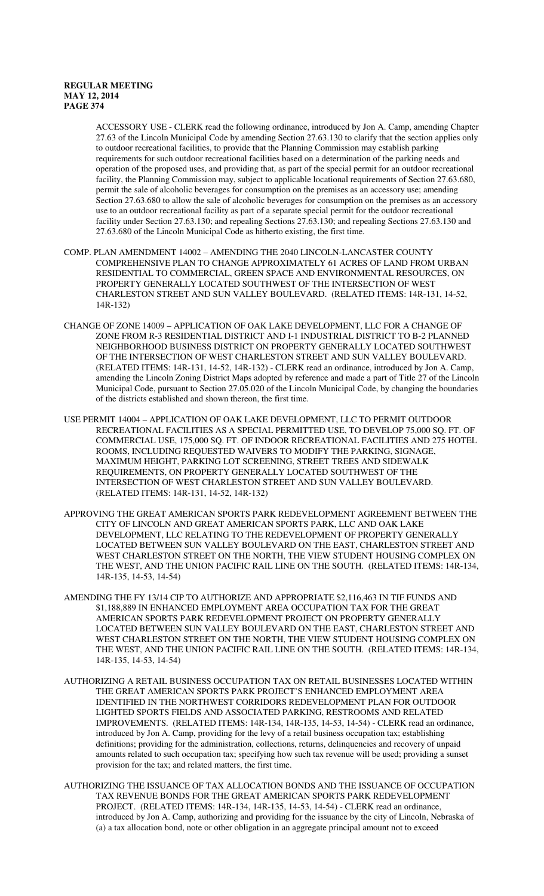ACCESSORY USE - CLERK read the following ordinance, introduced by Jon A. Camp, amending Chapter 27.63 of the Lincoln Municipal Code by amending Section 27.63.130 to clarify that the section applies only to outdoor recreational facilities, to provide that the Planning Commission may establish parking requirements for such outdoor recreational facilities based on a determination of the parking needs and operation of the proposed uses, and providing that, as part of the special permit for an outdoor recreational facility, the Planning Commission may, subject to applicable locational requirements of Section 27.63.680, permit the sale of alcoholic beverages for consumption on the premises as an accessory use; amending Section 27.63.680 to allow the sale of alcoholic beverages for consumption on the premises as an accessory use to an outdoor recreational facility as part of a separate special permit for the outdoor recreational facility under Section 27.63.130; and repealing Sections 27.63.130; and repealing Sections 27.63.130 and 27.63.680 of the Lincoln Municipal Code as hitherto existing, the first time.

COMP. PLAN AMENDMENT 14002 – AMENDING THE 2040 LINCOLN-LANCASTER COUNTY COMPREHENSIVE PLAN TO CHANGE APPROXIMATELY 61 ACRES OF LAND FROM URBAN RESIDENTIAL TO COMMERCIAL, GREEN SPACE AND ENVIRONMENTAL RESOURCES, ON PROPERTY GENERALLY LOCATED SOUTHWEST OF THE INTERSECTION OF WEST CHARLESTON STREET AND SUN VALLEY BOULEVARD. (RELATED ITEMS: 14R-131, 14-52, 14R-132)

CHANGE OF ZONE 14009 – APPLICATION OF OAK LAKE DEVELOPMENT, LLC FOR A CHANGE OF ZONE FROM R-3 RESIDENTIAL DISTRICT AND I-1 INDUSTRIAL DISTRICT TO B-2 PLANNED NEIGHBORHOOD BUSINESS DISTRICT ON PROPERTY GENERALLY LOCATED SOUTHWEST OF THE INTERSECTION OF WEST CHARLESTON STREET AND SUN VALLEY BOULEVARD. (RELATED ITEMS: 14R-131, 14-52, 14R-132) - CLERK read an ordinance, introduced by Jon A. Camp, amending the Lincoln Zoning District Maps adopted by reference and made a part of Title 27 of the Lincoln Municipal Code, pursuant to Section 27.05.020 of the Lincoln Municipal Code, by changing the boundaries of the districts established and shown thereon, the first time.

USE PERMIT 14004 – APPLICATION OF OAK LAKE DEVELOPMENT, LLC TO PERMIT OUTDOOR RECREATIONAL FACILITIES AS A SPECIAL PERMITTED USE, TO DEVELOP 75,000 SQ. FT. OF COMMERCIAL USE, 175,000 SQ. FT. OF INDOOR RECREATIONAL FACILITIES AND 275 HOTEL ROOMS, INCLUDING REQUESTED WAIVERS TO MODIFY THE PARKING, SIGNAGE, MAXIMUM HEIGHT, PARKING LOT SCREENING, STREET TREES AND SIDEWALK REQUIREMENTS, ON PROPERTY GENERALLY LOCATED SOUTHWEST OF THE INTERSECTION OF WEST CHARLESTON STREET AND SUN VALLEY BOULEVARD. (RELATED ITEMS: 14R-131, 14-52, 14R-132)

APPROVING THE GREAT AMERICAN SPORTS PARK REDEVELOPMENT AGREEMENT BETWEEN THE CITY OF LINCOLN AND GREAT AMERICAN SPORTS PARK, LLC AND OAK LAKE DEVELOPMENT, LLC RELATING TO THE REDEVELOPMENT OF PROPERTY GENERALLY LOCATED BETWEEN SUN VALLEY BOULEVARD ON THE EAST, CHARLESTON STREET AND WEST CHARLESTON STREET ON THE NORTH, THE VIEW STUDENT HOUSING COMPLEX ON THE WEST, AND THE UNION PACIFIC RAIL LINE ON THE SOUTH. (RELATED ITEMS: 14R-134, 14R-135, 14-53, 14-54)

AMENDING THE FY 13/14 CIP TO AUTHORIZE AND APPROPRIATE $2,116,463 IN TIF FUNDS AND $1,188,889 IN ENHANCED EMPLOYMENT AREA OCCUPATION TAX FOR THE GREAT AMERICAN SPORTS PARK REDEVELOPMENT PROJECT ON PROPERTY GENERALLY LOCATED BETWEEN SUN VALLEY BOULEVARD ON THE EAST, CHARLESTON STREET AND WEST CHARLESTON STREET ON THE NORTH, THE VIEW STUDENT HOUSING COMPLEX ON THE WEST, AND THE UNION PACIFIC RAIL LINE ON THE SOUTH. (RELATED ITEMS: 14R-134, 14R-135, 14-53, 14-54)

AUTHORIZING A RETAIL BUSINESS OCCUPATION TAX ON RETAIL BUSINESSES LOCATED WITHIN THE GREAT AMERICAN SPORTS PARK PROJECT'S ENHANCED EMPLOYMENT AREA IDENTIFIED IN THE NORTHWEST CORRIDORS REDEVELOPMENT PLAN FOR OUTDOOR LIGHTED SPORTS FIELDS AND ASSOCIATED PARKING, RESTROOMS AND RELATED IMPROVEMENTS. (RELATED ITEMS: 14R-134, 14R-135, 14-53, 14-54) - CLERK read an ordinance, introduced by Jon A. Camp, providing for the levy of a retail business occupation tax; establishing definitions; providing for the administration, collections, returns, delinquencies and recovery of unpaid amounts related to such occupation tax; specifying how such tax revenue will be used; providing a sunset provision for the tax; and related matters, the first time.

AUTHORIZING THE ISSUANCE OF TAX ALLOCATION BONDS AND THE ISSUANCE OF OCCUPATION TAX REVENUE BONDS FOR THE GREAT AMERICAN SPORTS PARK REDEVELOPMENT PROJECT. (RELATED ITEMS: 14R-134, 14R-135, 14-53, 14-54) - CLERK read an ordinance, introduced by Jon A. Camp, authorizing and providing for the issuance by the city of Lincoln, Nebraska of (a) a tax allocation bond, note or other obligation in an aggregate principal amount not to exceed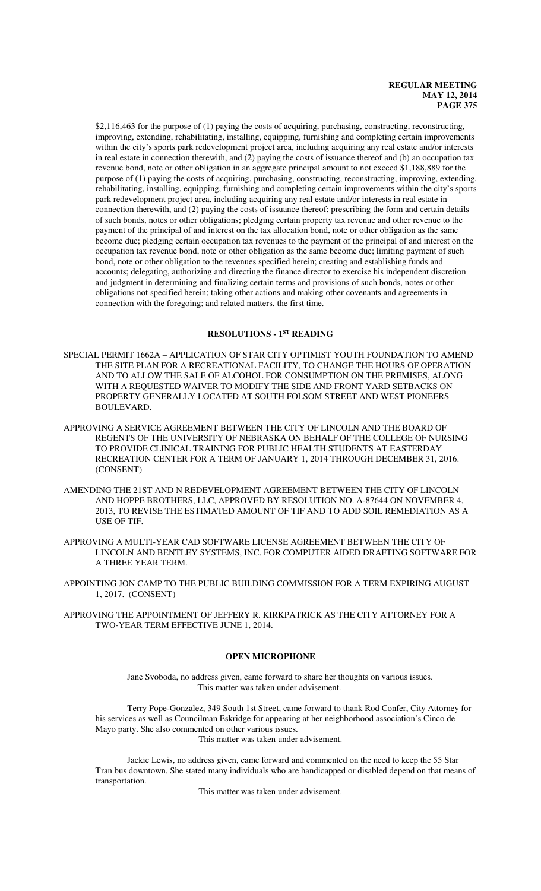$2,116,463 for the purpose of (1) paying the costs of acquiring, purchasing, constructing, reconstructing, improving, extending, rehabilitating, installing, equipping, furnishing and completing certain improvements within the city's sports park redevelopment project area, including acquiring any real estate and/or interests in real estate in connection therewith, and (2) paying the costs of issuance thereof and (b) an occupation tax revenue bond, note or other obligation in an aggregate principal amount to not exceed $1,188,889 for the purpose of (1) paying the costs of acquiring, purchasing, constructing, reconstructing, improving, extending, rehabilitating, installing, equipping, furnishing and completing certain improvements within the city's sports park redevelopment project area, including acquiring any real estate and/or interests in real estate in connection therewith, and (2) paying the costs of issuance thereof; prescribing the form and certain details of such bonds, notes or other obligations; pledging certain property tax revenue and other revenue to the payment of the principal of and interest on the tax allocation bond, note or other obligation as the same become due; pledging certain occupation tax revenues to the payment of the principal of and interest on the occupation tax revenue bond, note or other obligation as the same become due; limiting payment of such bond, note or other obligation to the revenues specified herein; creating and establishing funds and accounts; delegating, authorizing and directing the finance director to exercise his independent discretion and judgment in determining and finalizing certain terms and provisions of such bonds, notes or other obligations not specified herein; taking other actions and making other covenants and agreements in connection with the foregoing; and related matters, the first time.

## RESOLUTIONS - 1ST READING

SPECIAL PERMIT 1662A – APPLICATION OF STAR CITY OPTIMIST YOUTH FOUNDATION TO AMEND THE SITE PLAN FOR A RECREATIONAL FACILITY, TO CHANGE THE HOURS OF OPERATION AND TO ALLOW THE SALE OF ALCOHOL FOR CONSUMPTION ON THE PREMISES, ALONG WITH A REQUESTED WAIVER TO MODIFY THE SIDE AND FRONT YARD SETBACKS ON PROPERTY GENERALLY LOCATED AT SOUTH FOLSOM STREET AND WEST PIONEERS BOULEVARD.

APPROVING A SERVICE AGREEMENT BETWEEN THE CITY OF LINCOLN AND THE BOARD OF REGENTS OF THE UNIVERSITY OF NEBRASKA ON BEHALF OF THE COLLEGE OF NURSING TO PROVIDE CLINICAL TRAINING FOR PUBLIC HEALTH STUDENTS AT EASTERDAY RECREATION CENTER FOR A TERM OF JANUARY 1, 2014 THROUGH DECEMBER 31, 2016. (CONSENT)

AMENDING THE 21ST AND N REDEVELOPMENT AGREEMENT BETWEEN THE CITY OF LINCOLN AND HOPPE BROTHERS, LLC, APPROVED BY RESOLUTION NO. A-87644 ON NOVEMBER 4, 2013, TO REVISE THE ESTIMATED AMOUNT OF TIF AND TO ADD SOIL REMEDIATION AS A USE OF TIF.

APPROVING A MULTI-YEAR CAD SOFTWARE LICENSE AGREEMENT BETWEEN THE CITY OF LINCOLN AND BENTLEY SYSTEMS, INC. FOR COMPUTER AIDED DRAFTING SOFTWARE FOR A THREE YEAR TERM.

APPOINTING JON CAMP TO THE PUBLIC BUILDING COMMISSION FOR A TERM EXPIRING AUGUST 1, 2017. (CONSENT)

APPROVING THE APPOINTMENT OF JEFFERY R. KIRKPATRICK AS THE CITY ATTORNEY FOR A TWO-YEAR TERM EFFECTIVE JUNE 1, 2014.

## OPEN MICROPHONE

Jane Svoboda, no address given, came forward to share her thoughts on various issues.
This matter was taken under advisement.

Terry Pope-Gonzalez, 349 South 1st Street, came forward to thank Rod Confer, City Attorney for his services as well as Councilman Eskridge for appearing at her neighborhood association's Cinco de Mayo party. She also commented on other various issues.
This matter was taken under advisement.

Jackie Lewis, no address given, came forward and commented on the need to keep the 55 Star Tran bus downtown. She stated many individuals who are handicapped or disabled depend on that means of transportation.
This matter was taken under advisement.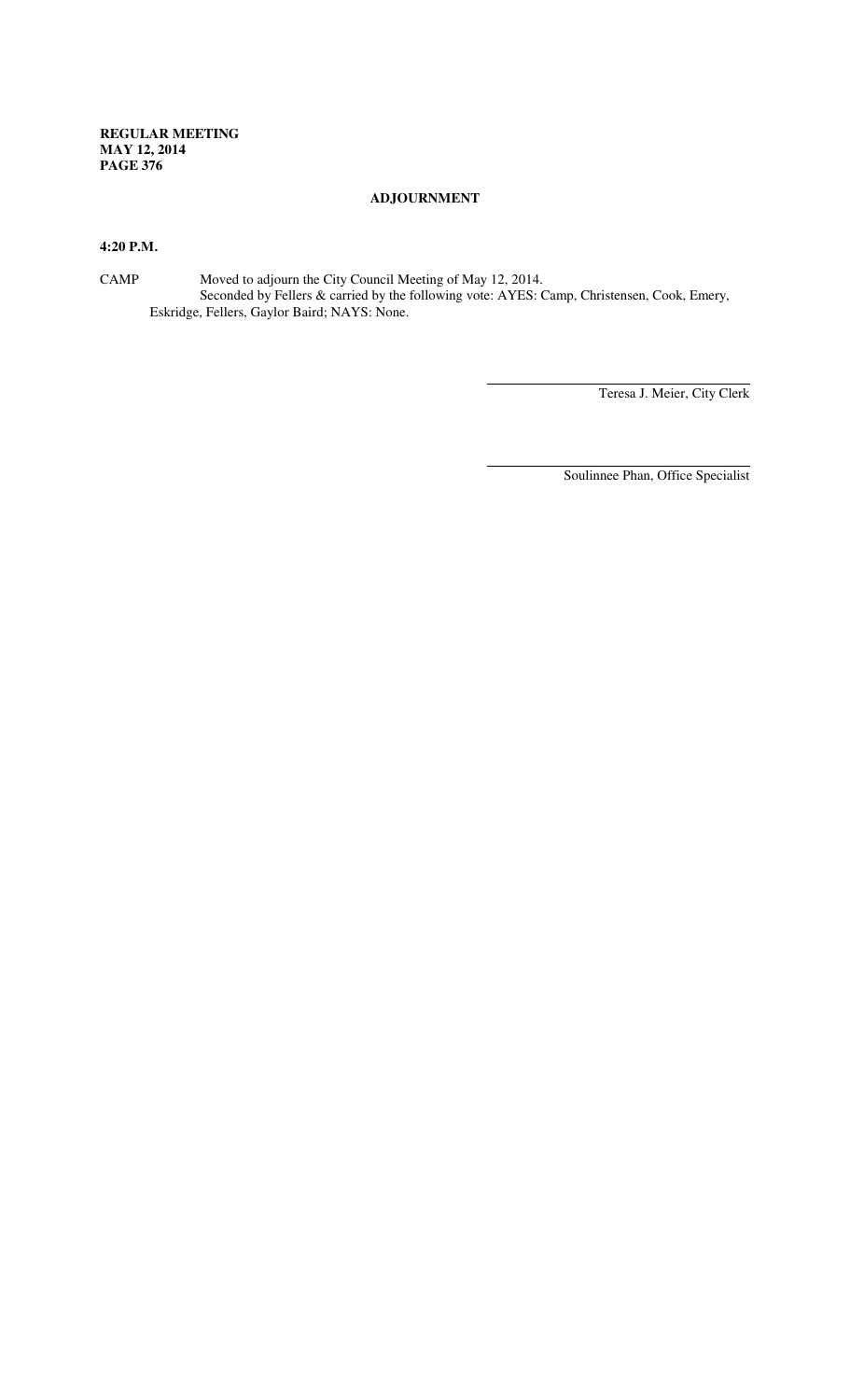## ADJOURNMENT

**4:20 P.M.**

CAMP Moved to adjourn the City Council Meeting of May 12, 2014.
Seconded by Fellers & carried by the following vote: AYES: Camp, Christensen, Cook, Emery, Eskridge, Fellers, Gaylor Baird; NAYS: None.

Teresa J. Meier, City Clerk

Soulinnee Phan, Office Specialist